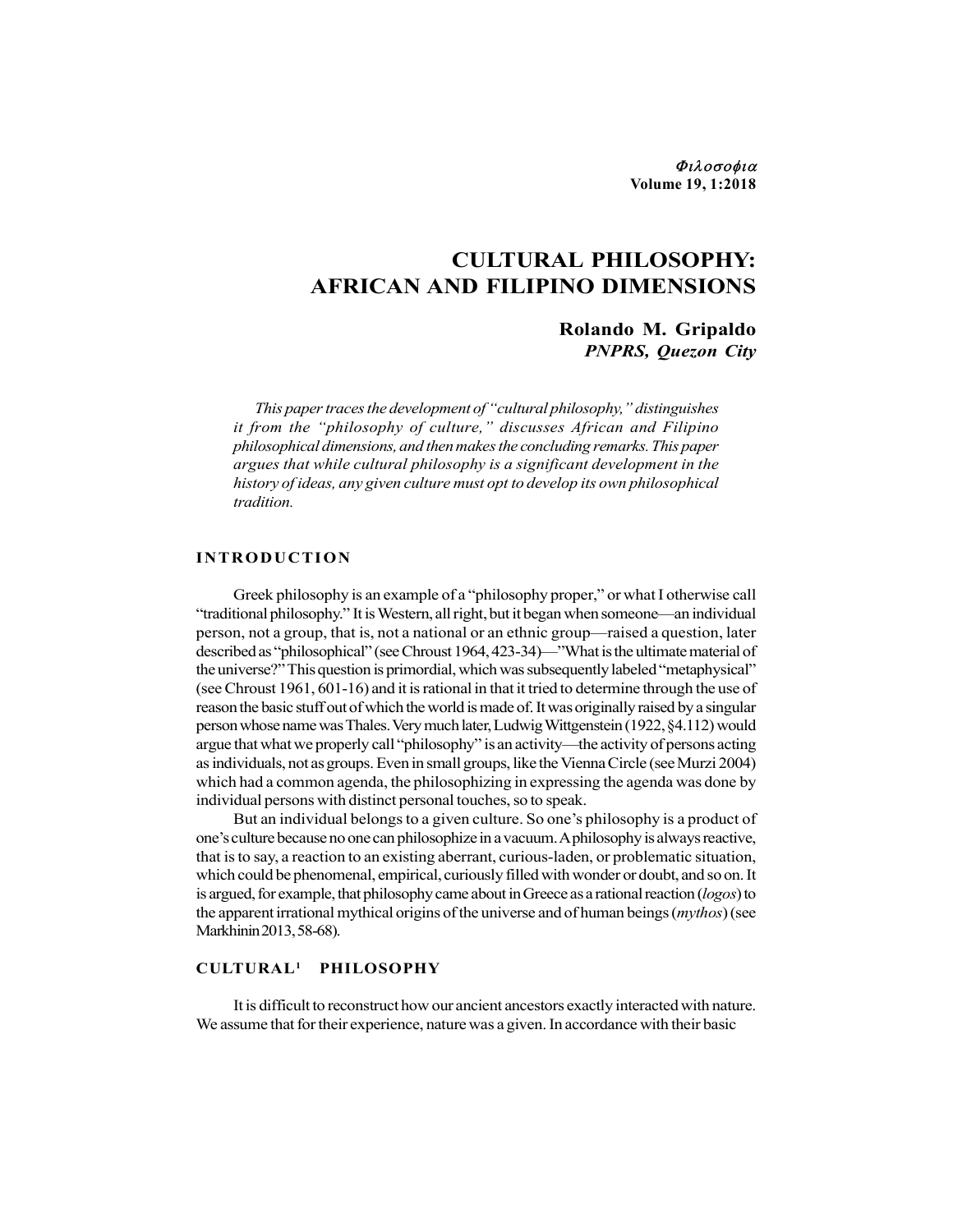# CULTURAL PHILOSOPHY: AFRICAN AND FILIPINO DIMENSIONS

**Rolando M. Gripaldo**
***PNPRS, Quezon City***

*This paper traces the development of "cultural philosophy," distinguishes it from the "philosophy of culture," discusses African and Filipino philosophical dimensions, and then makes the concluding remarks. This paper argues that while cultural philosophy is a significant development in the history of ideas, any given culture must opt to develop its own philosophical tradition.*

## INTRODUCTION

Greek philosophy is an example of a "philosophy proper," or what I otherwise call "traditional philosophy." It is Western, all right, but it began when someone—an individual person, not a group, that is, not a national or an ethnic group—raised a question, later described as "philosophical" (see Chroust 1964, 423-34)—"What is the ultimate material of the universe?" This question is primordial, which was subsequently labeled "metaphysical" (see Chroust 1961, 601-16) and it is rational in that it tried to determine through the use of reason the basic stuff out of which the world is made of. It was originally raised by a singular person whose name was Thales. Very much later, Ludwig Wittgenstein (1922, §4.112) would argue that what we properly call "philosophy" is an activity—the activity of persons acting as individuals, not as groups. Even in small groups, like the Vienna Circle (see Murzi 2004) which had a common agenda, the philosophizing in expressing the agenda was done by individual persons with distinct personal touches, so to speak.

But an individual belongs to a given culture. So one's philosophy is a product of one's culture because no one can philosophize in a vacuum. A philosophy is always reactive, that is to say, a reaction to an existing aberrant, curious-laden, or problematic situation, which could be phenomenal, empirical, curiously filled with wonder or doubt, and so on. It is argued, for example, that philosophy came about in Greece as a rational reaction (*logos*) to the apparent irrational mythical origins of the universe and of human beings (*mythos*) (see Markhinin 2013, 58-68).

## CULTURAL[1] PHILOSOPHY

It is difficult to reconstruct how our ancient ancestors exactly interacted with nature. We assume that for their experience, nature was a given. In accordance with their basic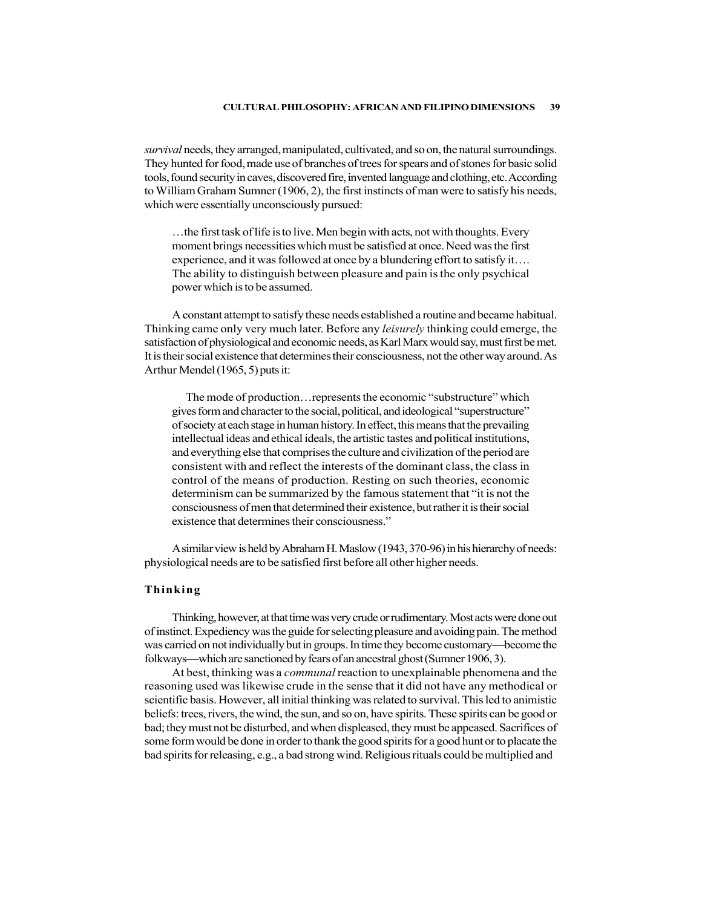*survival* needs, they arranged, manipulated, cultivated, and so on, the natural surroundings. They hunted for food, made use of branches of trees for spears and of stones for basic solid tools, found security in caves, discovered fire, invented language and clothing, etc. According to William Graham Sumner (1906, 2), the first instincts of man were to satisfy his needs, which were essentially unconsciously pursued:

> …the first task of life is to live. Men begin with acts, not with thoughts. Every moment brings necessities which must be satisfied at once. Need was the first experience, and it was followed at once by a blundering effort to satisfy it…. The ability to distinguish between pleasure and pain is the only psychical power which is to be assumed.

A constant attempt to satisfy these needs established a routine and became habitual. Thinking came only very much later. Before any *leisurely* thinking could emerge, the satisfaction of physiological and economic needs, as Karl Marx would say, must first be met. It is their social existence that determines their consciousness, not the other way around. As Arthur Mendel (1965, 5) puts it:

> The mode of production…represents the economic "substructure" which gives form and character to the social, political, and ideological "superstructure" of society at each stage in human history. In effect, this means that the prevailing intellectual ideas and ethical ideals, the artistic tastes and political institutions, and everything else that comprises the culture and civilization of the period are consistent with and reflect the interests of the dominant class, the class in control of the means of production. Resting on such theories, economic determinism can be summarized by the famous statement that "it is not the consciousness of men that determined their existence, but rather it is their social existence that determines their consciousness."

A similar view is held by Abraham H. Maslow (1943, 370-96) in his hierarchy of needs: physiological needs are to be satisfied first before all other higher needs.

### Thinking

Thinking, however, at that time was very crude or rudimentary. Most acts were done out of instinct. Expediency was the guide for selecting pleasure and avoiding pain. The method was carried on not individually but in groups. In time they become customary—become the folkways—which are sanctioned by fears of an ancestral ghost (Sumner 1906, 3).

At best, thinking was a *communal* reaction to unexplainable phenomena and the reasoning used was likewise crude in the sense that it did not have any methodical or scientific basis. However, all initial thinking was related to survival. This led to animistic beliefs: trees, rivers, the wind, the sun, and so on, have spirits. These spirits can be good or bad; they must not be disturbed, and when displeased, they must be appeased. Sacrifices of some form would be done in order to thank the good spirits for a good hunt or to placate the bad spirits for releasing, e.g., a bad strong wind. Religious rituals could be multiplied and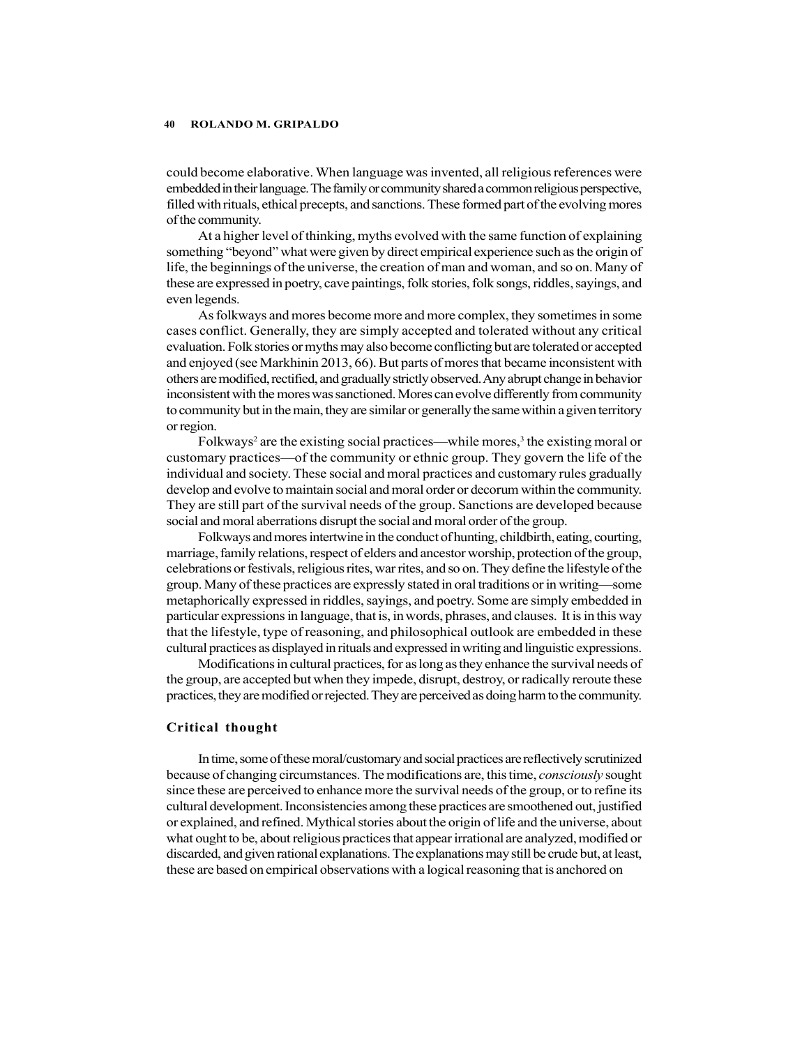could become elaborative. When language was invented, all religious references were embedded in their language. The family or community shared a common religious perspective, filled with rituals, ethical precepts, and sanctions. These formed part of the evolving mores of the community.

At a higher level of thinking, myths evolved with the same function of explaining something "beyond" what were given by direct empirical experience such as the origin of life, the beginnings of the universe, the creation of man and woman, and so on. Many of these are expressed in poetry, cave paintings, folk stories, folk songs, riddles, sayings, and even legends.

As folkways and mores become more and more complex, they sometimes in some cases conflict. Generally, they are simply accepted and tolerated without any critical evaluation. Folk stories or myths may also become conflicting but are tolerated or accepted and enjoyed (see Markhinin 2013, 66). But parts of mores that became inconsistent with others are modified, rectified, and gradually strictly observed. Any abrupt change in behavior inconsistent with the mores was sanctioned. Mores can evolve differently from community to community but in the main, they are similar or generally the same within a given territory or region.

Folkways[2] are the existing social practices—while mores,[3] the existing moral or customary practices—of the community or ethnic group. They govern the life of the individual and society. These social and moral practices and customary rules gradually develop and evolve to maintain social and moral order or decorum within the community. They are still part of the survival needs of the group. Sanctions are developed because social and moral aberrations disrupt the social and moral order of the group.

Folkways and mores intertwine in the conduct of hunting, childbirth, eating, courting, marriage, family relations, respect of elders and ancestor worship, protection of the group, celebrations or festivals, religious rites, war rites, and so on. They define the lifestyle of the group. Many of these practices are expressly stated in oral traditions or in writing—some metaphorically expressed in riddles, sayings, and poetry. Some are simply embedded in particular expressions in language, that is, in words, phrases, and clauses. It is in this way that the lifestyle, type of reasoning, and philosophical outlook are embedded in these cultural practices as displayed in rituals and expressed in writing and linguistic expressions.

Modifications in cultural practices, for as long as they enhance the survival needs of the group, are accepted but when they impede, disrupt, destroy, or radically reroute these practices, they are modified or rejected. They are perceived as doing harm to the community.

## Critical thought

In time, some of these moral/customary and social practices are reflectively scrutinized because of changing circumstances. The modifications are, this time, *consciously* sought since these are perceived to enhance more the survival needs of the group, or to refine its cultural development. Inconsistencies among these practices are smoothened out, justified or explained, and refined. Mythical stories about the origin of life and the universe, about what ought to be, about religious practices that appear irrational are analyzed, modified or discarded, and given rational explanations. The explanations may still be crude but, at least, these are based on empirical observations with a logical reasoning that is anchored on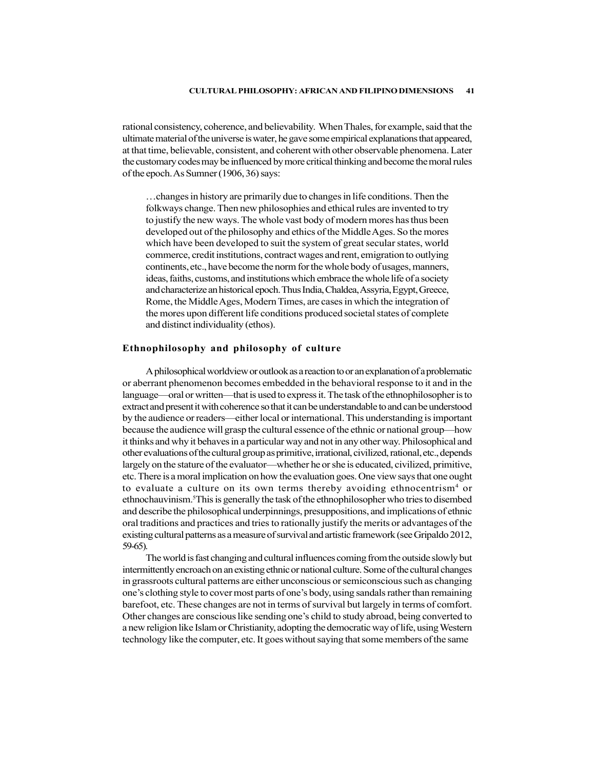rational consistency, coherence, and believability. When Thales, for example, said that the ultimate material of the universe is water, he gave some empirical explanations that appeared, at that time, believable, consistent, and coherent with other observable phenomena. Later the customary codes may be influenced by more critical thinking and become the moral rules of the epoch. As Sumner (1906, 36) says:

> …changes in history are primarily due to changes in life conditions. Then the folkways change. Then new philosophies and ethical rules are invented to try to justify the new ways. The whole vast body of modern mores has thus been developed out of the philosophy and ethics of the Middle Ages. So the mores which have been developed to suit the system of great secular states, world commerce, credit institutions, contract wages and rent, emigration to outlying continents, etc., have become the norm for the whole body of usages, manners, ideas, faiths, customs, and institutions which embrace the whole life of a society and characterize an historical epoch. Thus India, Chaldea, Assyria, Egypt, Greece, Rome, the Middle Ages, Modern Times, are cases in which the integration of the mores upon different life conditions produced societal states of complete and distinct individuality (ethos).

### Ethnophilosophy and philosophy of culture

A philosophical worldview or outlook as a reaction to or an explanation of a problematic or aberrant phenomenon becomes embedded in the behavioral response to it and in the language—oral or written—that is used to express it. The task of the ethnophilosopher is to extract and present it with coherence so that it can be understandable to and can be understood by the audience or readers—either local or international. This understanding is important because the audience will grasp the cultural essence of the ethnic or national group—how it thinks and why it behaves in a particular way and not in any other way. Philosophical and other evaluations of the cultural group as primitive, irrational, civilized, rational, etc., depends largely on the stature of the evaluator—whether he or she is educated, civilized, primitive, etc. There is a moral implication on how the evaluation goes. One view says that one ought to evaluate a culture on its own terms thereby avoiding ethnocentrism[4] or ethnochauvinism.[5] This is generally the task of the ethnophilosopher who tries to disembed and describe the philosophical underpinnings, presuppositions, and implications of ethnic oral traditions and practices and tries to rationally justify the merits or advantages of the existing cultural patterns as a measure of survival and artistic framework (see Gripaldo 2012, 59-65).

The world is fast changing and cultural influences coming from the outside slowly but intermittently encroach on an existing ethnic or national culture. Some of the cultural changes in grassroots cultural patterns are either unconscious or semiconscious such as changing one's clothing style to cover most parts of one's body, using sandals rather than remaining barefoot, etc. These changes are not in terms of survival but largely in terms of comfort. Other changes are conscious like sending one's child to study abroad, being converted to a new religion like Islam or Christianity, adopting the democratic way of life, using Western technology like the computer, etc. It goes without saying that some members of the same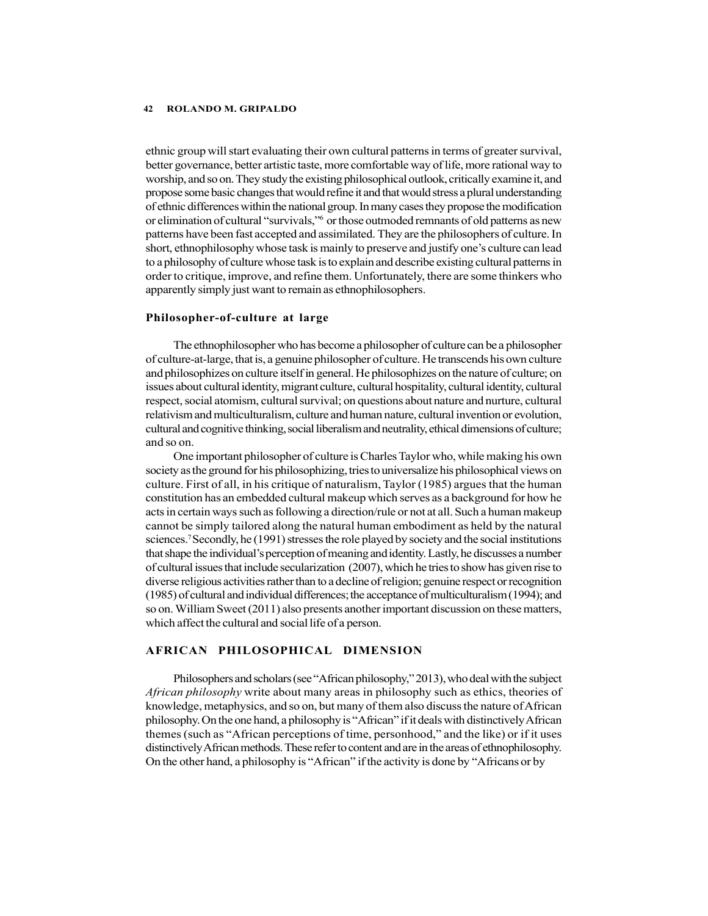ethnic group will start evaluating their own cultural patterns in terms of greater survival, better governance, better artistic taste, more comfortable way of life, more rational way to worship, and so on. They study the existing philosophical outlook, critically examine it, and propose some basic changes that would refine it and that would stress a plural understanding of ethnic differences within the national group. In many cases they propose the modification or elimination of cultural "survivals,"[6] or those outmoded remnants of old patterns as new patterns have been fast accepted and assimilated. They are the philosophers of culture. In short, ethnophilosophy whose task is mainly to preserve and justify one's culture can lead to a philosophy of culture whose task is to explain and describe existing cultural patterns in order to critique, improve, and refine them. Unfortunately, there are some thinkers who apparently simply just want to remain as ethnophilosophers.

### Philosopher-of-culture at large

The ethnophilosopher who has become a philosopher of culture can be a philosopher of culture-at-large, that is, a genuine philosopher of culture. He transcends his own culture and philosophizes on culture itself in general. He philosophizes on the nature of culture; on issues about cultural identity, migrant culture, cultural hospitality, cultural identity, cultural respect, social atomism, cultural survival; on questions about nature and nurture, cultural relativism and multiculturalism, culture and human nature, cultural invention or evolution, cultural and cognitive thinking, social liberalism and neutrality, ethical dimensions of culture; and so on.

One important philosopher of culture is Charles Taylor who, while making his own society as the ground for his philosophizing, tries to universalize his philosophical views on culture. First of all, in his critique of naturalism, Taylor (1985) argues that the human constitution has an embedded cultural makeup which serves as a background for how he acts in certain ways such as following a direction/rule or not at all. Such a human makeup cannot be simply tailored along the natural human embodiment as held by the natural sciences.[7] Secondly, he (1991) stresses the role played by society and the social institutions that shape the individual's perception of meaning and identity. Lastly, he discusses a number of cultural issues that include secularization (2007), which he tries to show has given rise to diverse religious activities rather than to a decline of religion; genuine respect or recognition (1985) of cultural and individual differences; the acceptance of multiculturalism (1994); and so on. William Sweet (2011) also presents another important discussion on these matters, which affect the cultural and social life of a person.

## AFRICAN PHILOSOPHICAL DIMENSION

Philosophers and scholars (see "African philosophy," 2013), who deal with the subject *African philosophy* write about many areas in philosophy such as ethics, theories of knowledge, metaphysics, and so on, but many of them also discuss the nature of African philosophy. On the one hand, a philosophy is "African" if it deals with distinctively African themes (such as "African perceptions of time, personhood," and the like) or if it uses distinctively African methods. These refer to content and are in the areas of ethnophilosophy. On the other hand, a philosophy is "African" if the activity is done by "Africans or by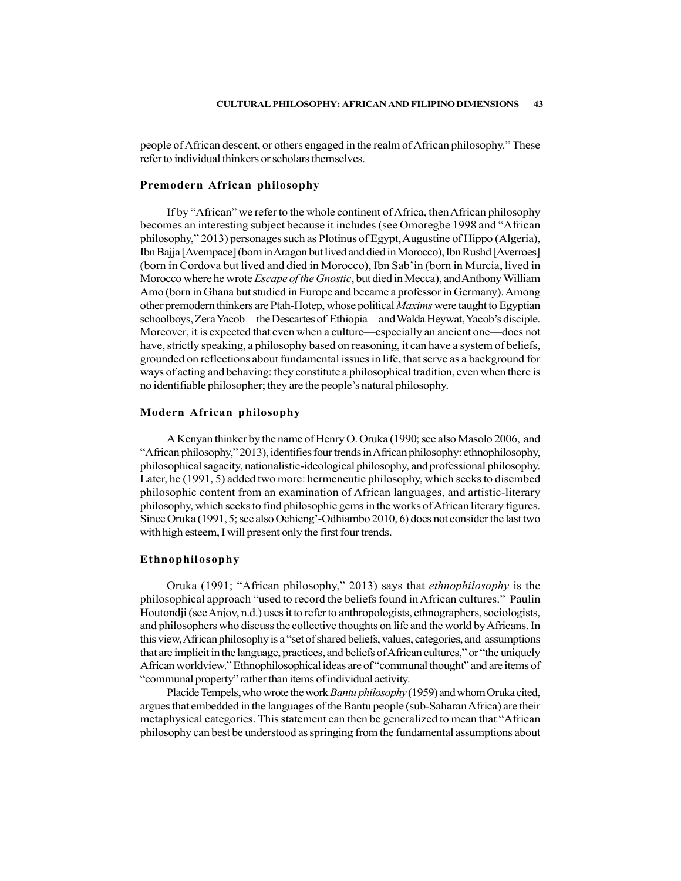people of African descent, or others engaged in the realm of African philosophy." These refer to individual thinkers or scholars themselves.

### Premodern African philosophy

If by "African" we refer to the whole continent of Africa, then African philosophy becomes an interesting subject because it includes (see Omoregbe 1998 and "African philosophy," 2013) personages such as Plotinus of Egypt, Augustine of Hippo (Algeria), Ibn Bajja [Avempace] (born in Aragon but lived and died in Morocco), Ibn Rushd [Averroes] (born in Cordova but lived and died in Morocco), Ibn Sab'in (born in Murcia, lived in Morocco where he wrote *Escape of the Gnostic*, but died in Mecca), and Anthony William Amo (born in Ghana but studied in Europe and became a professor in Germany). Among other premodern thinkers are Ptah-Hotep, whose political *Maxims* were taught to Egyptian schoolboys, Zera Yacob—the Descartes of Ethiopia—and Walda Heywat, Yacob's disciple. Moreover, it is expected that even when a culture—especially an ancient one—does not have, strictly speaking, a philosophy based on reasoning, it can have a system of beliefs, grounded on reflections about fundamental issues in life, that serve as a background for ways of acting and behaving: they constitute a philosophical tradition, even when there is no identifiable philosopher; they are the people's natural philosophy.

### Modern African philosophy

A Kenyan thinker by the name of Henry O. Oruka (1990; see also Masolo 2006, and "African philosophy," 2013), identifies four trends in African philosophy: ethnophilosophy, philosophical sagacity, nationalistic-ideological philosophy, and professional philosophy. Later, he (1991, 5) added two more: hermeneutic philosophy, which seeks to disembed philosophic content from an examination of African languages, and artistic-literary philosophy, which seeks to find philosophic gems in the works of African literary figures. Since Oruka (1991, 5; see also Ochieng'-Odhiambo 2010, 6) does not consider the last two with high esteem, I will present only the first four trends.

### Ethnophilosophy

Oruka (1991; "African philosophy," 2013) says that *ethnophilosophy* is the philosophical approach "used to record the beliefs found in African cultures." Paulin Houtondji (see Anjov, n.d.) uses it to refer to anthropologists, ethnographers, sociologists, and philosophers who discuss the collective thoughts on life and the world by Africans. In this view, African philosophy is a "set of shared beliefs, values, categories, and assumptions that are implicit in the language, practices, and beliefs of African cultures," or "the uniquely African worldview." Ethnophilosophical ideas are of "communal thought" and are items of "communal property" rather than items of individual activity.

Placide Tempels, who wrote the work *Bantu philosophy* (1959) and whom Oruka cited, argues that embedded in the languages of the Bantu people (sub-Saharan Africa) are their metaphysical categories. This statement can then be generalized to mean that "African philosophy can best be understood as springing from the fundamental assumptions about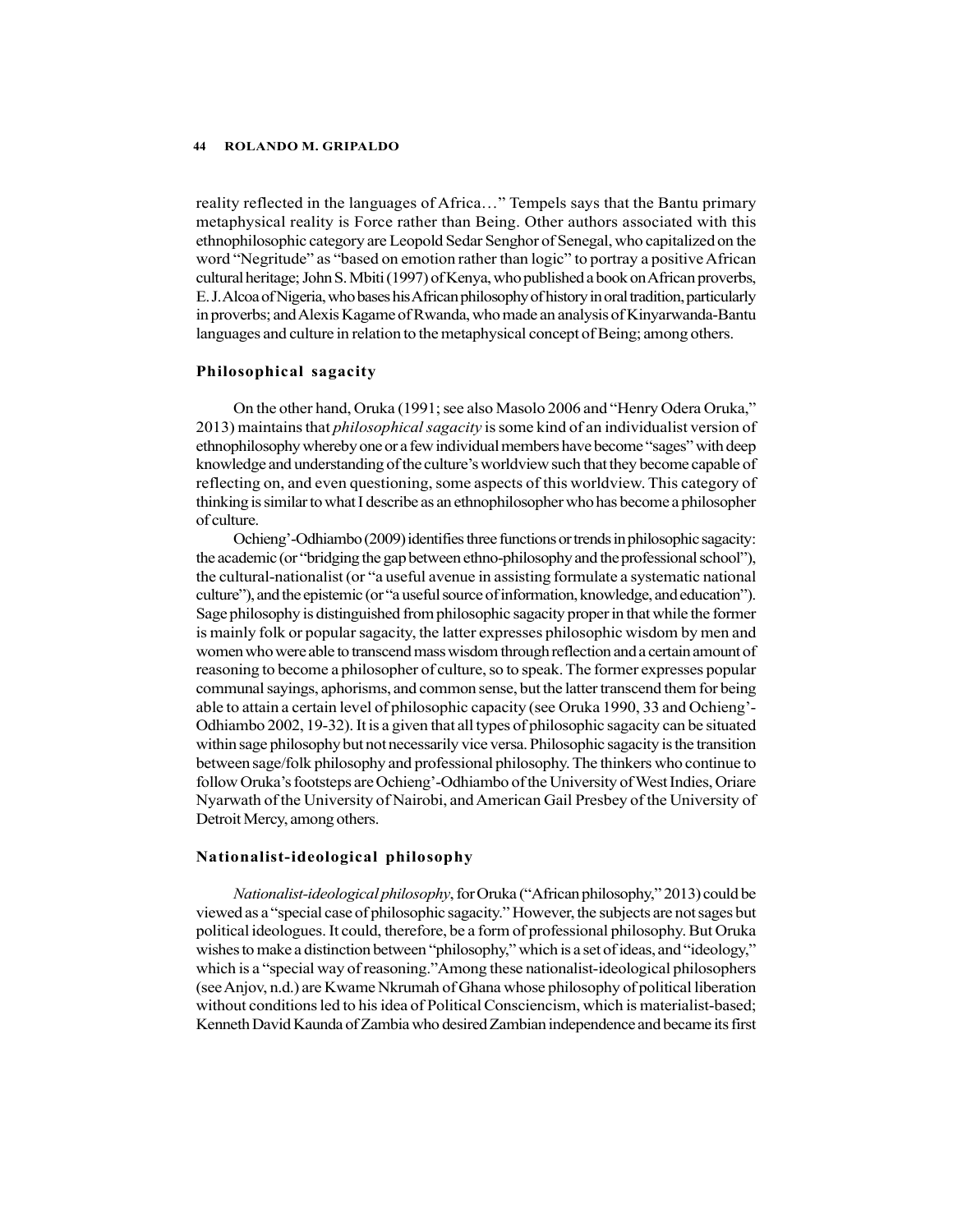reality reflected in the languages of Africa…" Tempels says that the Bantu primary metaphysical reality is Force rather than Being. Other authors associated with this ethnophilosophic category are Leopold Sedar Senghor of Senegal, who capitalized on the word "Negritude" as "based on emotion rather than logic" to portray a positive African cultural heritage; John S. Mbiti (1997) of Kenya, who published a book on African proverbs, E. J. Alcoa of Nigeria, who bases his African philosophy of history in oral tradition, particularly in proverbs; and Alexis Kagame of Rwanda, who made an analysis of Kinyarwanda-Bantu languages and culture in relation to the metaphysical concept of Being; among others.

### Philosophical sagacity

On the other hand, Oruka (1991; see also Masolo 2006 and "Henry Odera Oruka," 2013) maintains that *philosophical sagacity* is some kind of an individualist version of ethnophilosophy whereby one or a few individual members have become "sages" with deep knowledge and understanding of the culture's worldview such that they become capable of reflecting on, and even questioning, some aspects of this worldview. This category of thinking is similar to what I describe as an ethnophilosopher who has become a philosopher of culture.

Ochieng'-Odhiambo (2009) identifies three functions or trends in philosophic sagacity: the academic (or "bridging the gap between ethno-philosophy and the professional school"), the cultural-nationalist (or "a useful avenue in assisting formulate a systematic national culture"), and the epistemic (or "a useful source of information, knowledge, and education"). Sage philosophy is distinguished from philosophic sagacity proper in that while the former is mainly folk or popular sagacity, the latter expresses philosophic wisdom by men and women who were able to transcend mass wisdom through reflection and a certain amount of reasoning to become a philosopher of culture, so to speak. The former expresses popular communal sayings, aphorisms, and common sense, but the latter transcend them for being able to attain a certain level of philosophic capacity (see Oruka 1990, 33 and Ochieng'-Odhiambo 2002, 19-32). It is a given that all types of philosophic sagacity can be situated within sage philosophy but not necessarily vice versa. Philosophic sagacity is the transition between sage/folk philosophy and professional philosophy. The thinkers who continue to follow Oruka's footsteps are Ochieng'-Odhiambo of the University of West Indies, Oriare Nyarwath of the University of Nairobi, and American Gail Presbey of the University of Detroit Mercy, among others.

### Nationalist-ideological philosophy

*Nationalist-ideological philosophy*, for Oruka ("African philosophy," 2013) could be viewed as a "special case of philosophic sagacity." However, the subjects are not sages but political ideologues. It could, therefore, be a form of professional philosophy. But Oruka wishes to make a distinction between "philosophy," which is a set of ideas, and "ideology," which is a "special way of reasoning." Among these nationalist-ideological philosophers (see Anjov, n.d.) are Kwame Nkrumah of Ghana whose philosophy of political liberation without conditions led to his idea of Political Consciencism, which is materialist-based; Kenneth David Kaunda of Zambia who desired Zambian independence and became its first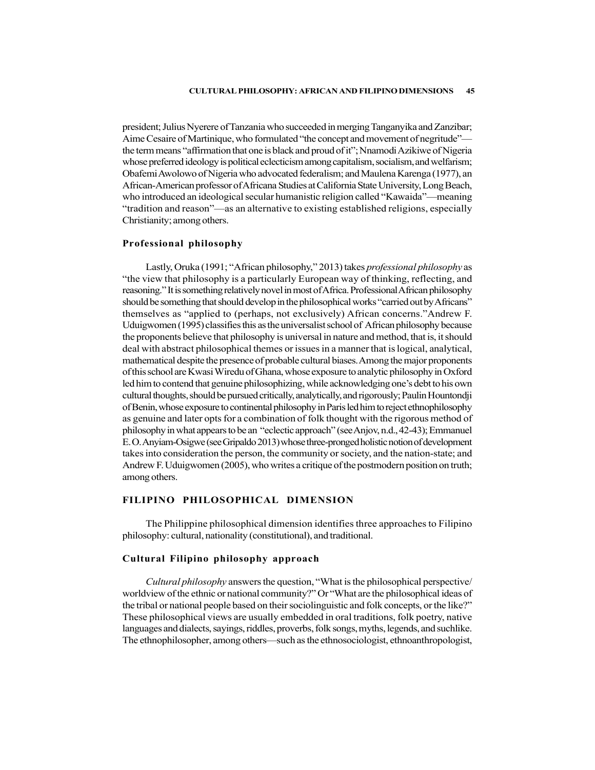president; Julius Nyerere of Tanzania who succeeded in merging Tanganyika and Zanzibar; Aime Cesaire of Martinique, who formulated "the concept and movement of negritude"—the term means "affirmation that one is black and proud of it"; Nnamodi Azikiwe of Nigeria whose preferred ideology is political eclecticism among capitalism, socialism, and welfarism; Obafemi Awolowo of Nigeria who advocated federalism; and Maulena Karenga (1977), an African-American professor of Africana Studies at California State University, Long Beach, who introduced an ideological secular humanistic religion called "Kawaida"—meaning "tradition and reason"—as an alternative to existing established religions, especially Christianity; among others.

### Professional philosophy

Lastly, Oruka (1991; "African philosophy," 2013) takes *professional philosophy* as "the view that philosophy is a particularly European way of thinking, reflecting, and reasoning." It is something relatively novel in most of Africa. Professional African philosophy should be something that should develop in the philosophical works "carried out by Africans" themselves as "applied to (perhaps, not exclusively) African concerns." Andrew F. Uduigwomen (1995) classifies this as the universalist school of African philosophy because the proponents believe that philosophy is universal in nature and method, that is, it should deal with abstract philosophical themes or issues in a manner that is logical, analytical, mathematical despite the presence of probable cultural biases. Among the major proponents of this school are Kwasi Wiredu of Ghana, whose exposure to analytic philosophy in Oxford led him to contend that genuine philosophizing, while acknowledging one's debt to his own cultural thoughts, should be pursued critically, analytically, and rigorously; Paulin Hountondji of Benin, whose exposure to continental philosophy in Paris led him to reject ethnophilosophy as genuine and later opts for a combination of folk thought with the rigorous method of philosophy in what appears to be an "eclectic approach" (see Anjov, n.d., 42-43); Emmanuel E. O. Anyiam-Osigwe (see Gripaldo 2013) whose three-pronged holistic notion of development takes into consideration the person, the community or society, and the nation-state; and Andrew F. Uduigwomen (2005), who writes a critique of the postmodern position on truth; among others.

## FILIPINO PHILOSOPHICAL DIMENSION

The Philippine philosophical dimension identifies three approaches to Filipino philosophy: cultural, nationality (constitutional), and traditional.

### Cultural Filipino philosophy approach

*Cultural philosophy* answers the question, "What is the philosophical perspective/worldview of the ethnic or national community?" Or "What are the philosophical ideas of the tribal or national people based on their sociolinguistic and folk concepts, or the like?" These philosophical views are usually embedded in oral traditions, folk poetry, native languages and dialects, sayings, riddles, proverbs, folk songs, myths, legends, and suchlike. The ethnophilosopher, among others—such as the ethnosociologist, ethnoanthropologist,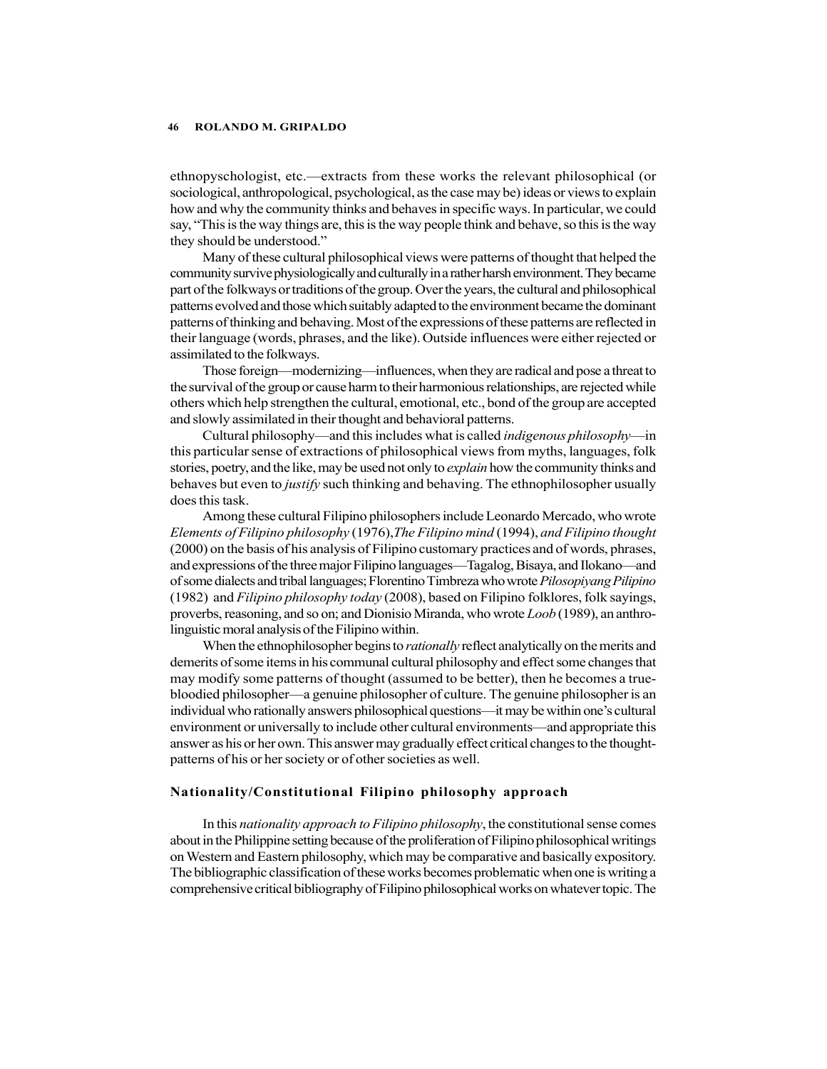ethnopyschologist, etc.—extracts from these works the relevant philosophical (or sociological, anthropological, psychological, as the case may be) ideas or views to explain how and why the community thinks and behaves in specific ways. In particular, we could say, "This is the way things are, this is the way people think and behave, so this is the way they should be understood."

Many of these cultural philosophical views were patterns of thought that helped the community survive physiologically and culturally in a rather harsh environment. They became part of the folkways or traditions of the group. Over the years, the cultural and philosophical patterns evolved and those which suitably adapted to the environment became the dominant patterns of thinking and behaving. Most of the expressions of these patterns are reflected in their language (words, phrases, and the like). Outside influences were either rejected or assimilated to the folkways.

Those foreign—modernizing—influences, when they are radical and pose a threat to the survival of the group or cause harm to their harmonious relationships, are rejected while others which help strengthen the cultural, emotional, etc., bond of the group are accepted and slowly assimilated in their thought and behavioral patterns.

Cultural philosophy—and this includes what is called *indigenous philosophy*—in this particular sense of extractions of philosophical views from myths, languages, folk stories, poetry, and the like, may be used not only to *explain* how the community thinks and behaves but even to *justify* such thinking and behaving. The ethnophilosopher usually does this task.

Among these cultural Filipino philosophers include Leonardo Mercado, who wrote *Elements of Filipino philosophy* (1976), *The Filipino mind* (1994), *and Filipino thought* (2000) on the basis of his analysis of Filipino customary practices and of words, phrases, and expressions of the three major Filipino languages—Tagalog, Bisaya, and Ilokano—and of some dialects and tribal languages; Florentino Timbreza who wrote *Pilosopiyang Pilipino* (1982) and *Filipino philosophy today* (2008), based on Filipino folklores, folk sayings, proverbs, reasoning, and so on; and Dionisio Miranda, who wrote *Loob* (1989), an anthro-linguistic moral analysis of the Filipino within.

When the ethnophilosopher begins to *rationally* reflect analytically on the merits and demerits of some items in his communal cultural philosophy and effect some changes that may modify some patterns of thought (assumed to be better), then he becomes a true-bloodied philosopher—a genuine philosopher of culture. The genuine philosopher is an individual who rationally answers philosophical questions—it may be within one's cultural environment or universally to include other cultural environments—and appropriate this answer as his or her own. This answer may gradually effect critical changes to the thought-patterns of his or her society or of other societies as well.

## Nationality/Constitutional Filipino philosophy approach

In this *nationality approach to Filipino philosophy*, the constitutional sense comes about in the Philippine setting because of the proliferation of Filipino philosophical writings on Western and Eastern philosophy, which may be comparative and basically expository. The bibliographic classification of these works becomes problematic when one is writing a comprehensive critical bibliography of Filipino philosophical works on whatever topic. The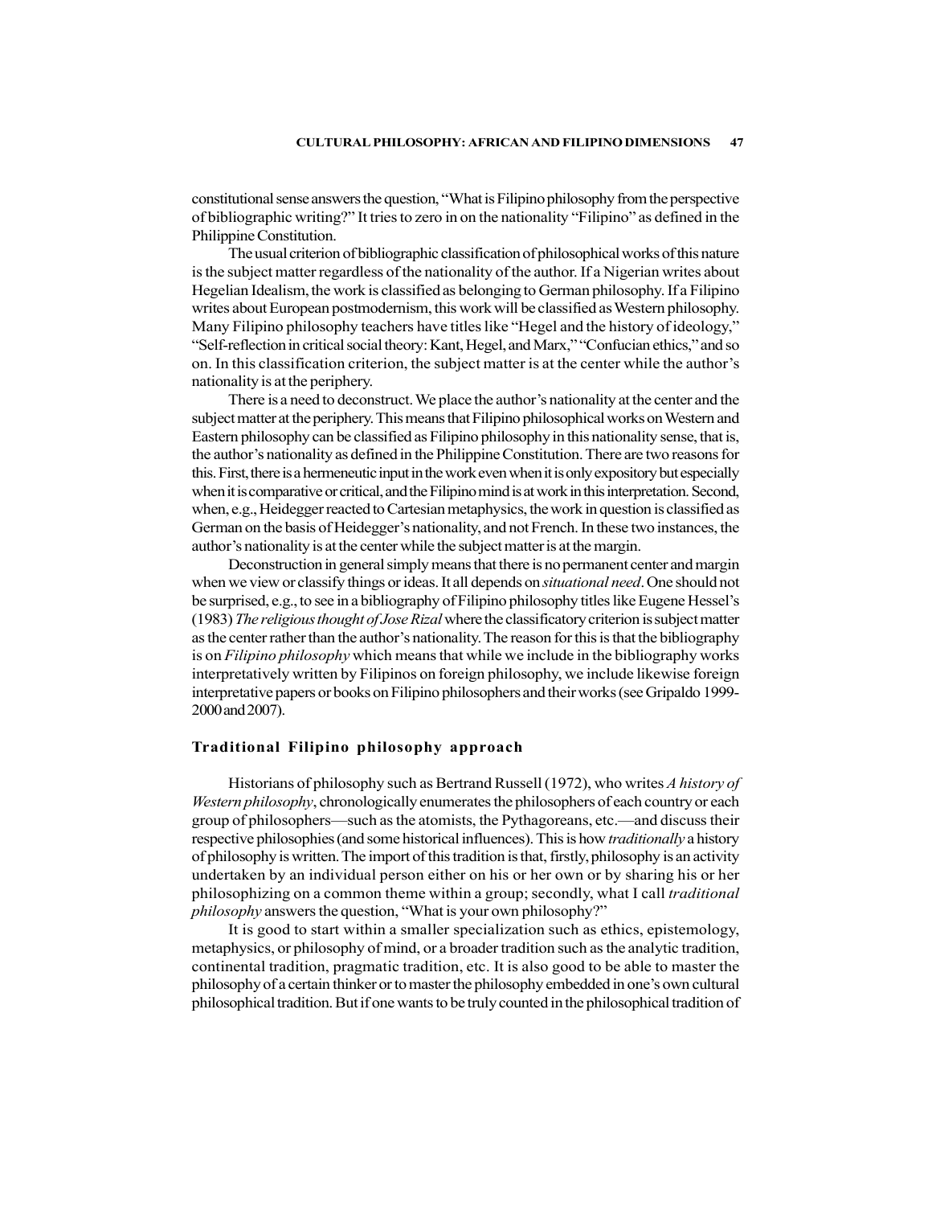constitutional sense answers the question, "What is Filipino philosophy from the perspective of bibliographic writing?" It tries to zero in on the nationality "Filipino" as defined in the Philippine Constitution.

The usual criterion of bibliographic classification of philosophical works of this nature is the subject matter regardless of the nationality of the author. If a Nigerian writes about Hegelian Idealism, the work is classified as belonging to German philosophy. If a Filipino writes about European postmodernism, this work will be classified as Western philosophy. Many Filipino philosophy teachers have titles like "Hegel and the history of ideology," "Self-reflection in critical social theory: Kant, Hegel, and Marx," "Confucian ethics," and so on. In this classification criterion, the subject matter is at the center while the author's nationality is at the periphery.

There is a need to deconstruct. We place the author's nationality at the center and the subject matter at the periphery. This means that Filipino philosophical works on Western and Eastern philosophy can be classified as Filipino philosophy in this nationality sense, that is, the author's nationality as defined in the Philippine Constitution. There are two reasons for this. First, there is a hermeneutic input in the work even when it is only expository but especially when it is comparative or critical, and the Filipino mind is at work in this interpretation. Second, when, e.g., Heidegger reacted to Cartesian metaphysics, the work in question is classified as German on the basis of Heidegger's nationality, and not French. In these two instances, the author's nationality is at the center while the subject matter is at the margin.

Deconstruction in general simply means that there is no permanent center and margin when we view or classify things or ideas. It all depends on *situational need*. One should not be surprised, e.g., to see in a bibliography of Filipino philosophy titles like Eugene Hessel's (1983) *The religious thought of Jose Rizal* where the classificatory criterion is subject matter as the center rather than the author's nationality. The reason for this is that the bibliography is on *Filipino philosophy* which means that while we include in the bibliography works interpretatively written by Filipinos on foreign philosophy, we include likewise foreign interpretative papers or books on Filipino philosophers and their works (see Gripaldo 1999-2000 and 2007).

### Traditional Filipino philosophy approach

Historians of philosophy such as Bertrand Russell (1972), who writes *A history of Western philosophy*, chronologically enumerates the philosophers of each country or each group of philosophers—such as the atomists, the Pythagoreans, etc.—and discuss their respective philosophies (and some historical influences). This is how *traditionally* a history of philosophy is written. The import of this tradition is that, firstly, philosophy is an activity undertaken by an individual person either on his or her own or by sharing his or her philosophizing on a common theme within a group; secondly, what I call *traditional philosophy* answers the question, "What is your own philosophy?"

It is good to start within a smaller specialization such as ethics, epistemology, metaphysics, or philosophy of mind, or a broader tradition such as the analytic tradition, continental tradition, pragmatic tradition, etc. It is also good to be able to master the philosophy of a certain thinker or to master the philosophy embedded in one's own cultural philosophical tradition. But if one wants to be truly counted in the philosophical tradition of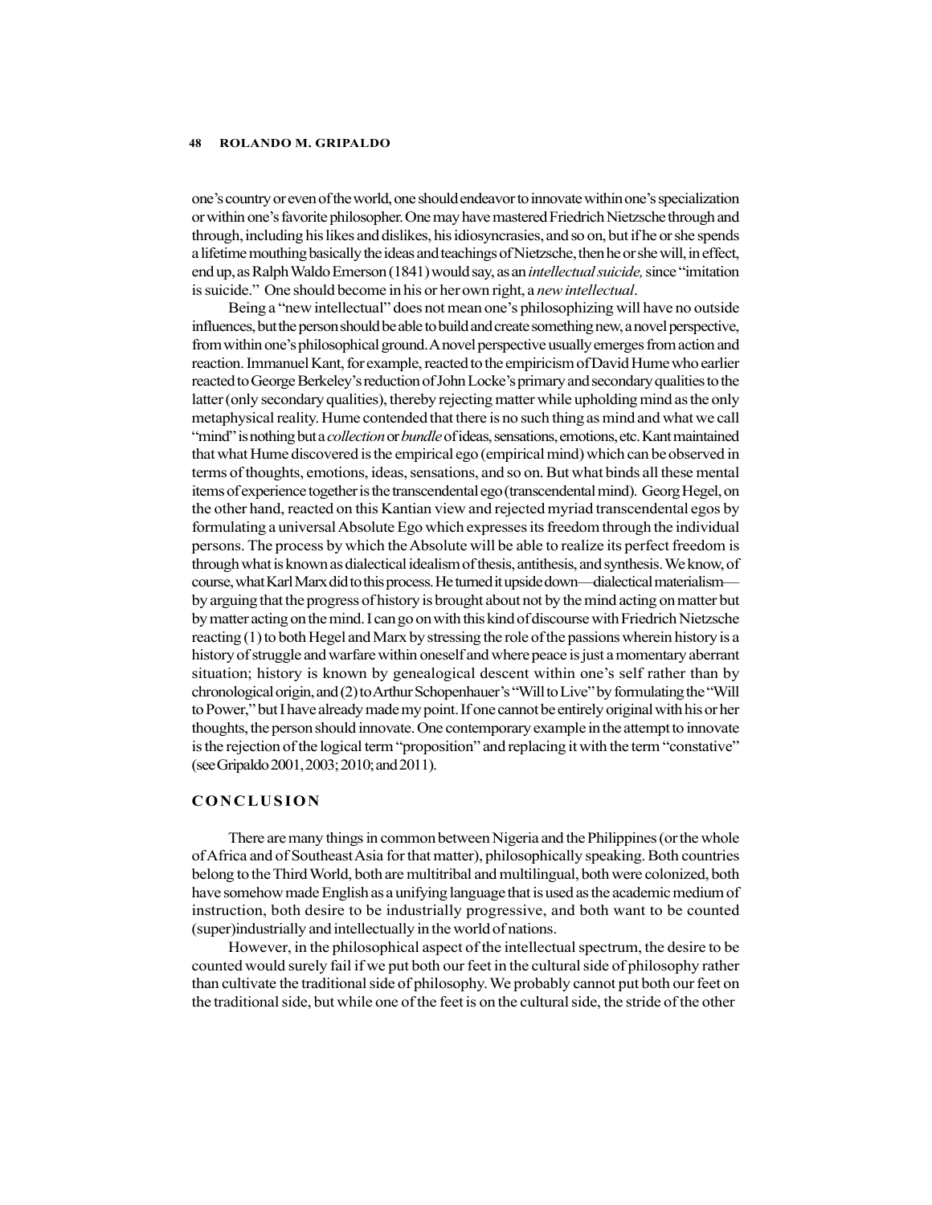one's country or even of the world, one should endeavor to innovate within one's specialization or within one's favorite philosopher. One may have mastered Friedrich Nietzsche through and through, including his likes and dislikes, his idiosyncrasies, and so on, but if he or she spends a lifetime mouthing basically the ideas and teachings of Nietzsche, then he or she will, in effect, end up, as Ralph Waldo Emerson (1841) would say, as an *intellectual suicide,* since "imitation is suicide." One should become in his or her own right, a *new intellectual*.

Being a "new intellectual" does not mean one's philosophizing will have no outside influences, but the person should be able to build and create something new, a novel perspective, from within one's philosophical ground. A novel perspective usually emerges from action and reaction. Immanuel Kant, for example, reacted to the empiricism of David Hume who earlier reacted to George Berkeley's reduction of John Locke's primary and secondary qualities to the latter (only secondary qualities), thereby rejecting matter while upholding mind as the only metaphysical reality. Hume contended that there is no such thing as mind and what we call "mind" is nothing but a *collection* or *bundle* of ideas, sensations, emotions, etc. Kant maintained that what Hume discovered is the empirical ego (empirical mind) which can be observed in terms of thoughts, emotions, ideas, sensations, and so on. But what binds all these mental items of experience together is the transcendental ego (transcendental mind). Georg Hegel, on the other hand, reacted on this Kantian view and rejected myriad transcendental egos by formulating a universal Absolute Ego which expresses its freedom through the individual persons. The process by which the Absolute will be able to realize its perfect freedom is through what is known as dialectical idealism of thesis, antithesis, and synthesis. We know, of course, what Karl Marx did to this process. He turned it upside down—dialectical materialism—by arguing that the progress of history is brought about not by the mind acting on matter but by matter acting on the mind. I can go on with this kind of discourse with Friedrich Nietzsche reacting (1) to both Hegel and Marx by stressing the role of the passions wherein history is a history of struggle and warfare within oneself and where peace is just a momentary aberrant situation; history is known by genealogical descent within one's self rather than by chronological origin, and (2) to Arthur Schopenhauer's "Will to Live" by formulating the "Will to Power," but I have already made my point. If one cannot be entirely original with his or her thoughts, the person should innovate. One contemporary example in the attempt to innovate is the rejection of the logical term "proposition" and replacing it with the term "constative" (see Gripaldo 2001, 2003; 2010; and 2011).

## CONCLUSION

There are many things in common between Nigeria and the Philippines (or the whole of Africa and of Southeast Asia for that matter), philosophically speaking. Both countries belong to the Third World, both are multitribal and multilingual, both were colonized, both have somehow made English as a unifying language that is used as the academic medium of instruction, both desire to be industrially progressive, and both want to be counted (super)industrially and intellectually in the world of nations.

However, in the philosophical aspect of the intellectual spectrum, the desire to be counted would surely fail if we put both our feet in the cultural side of philosophy rather than cultivate the traditional side of philosophy. We probably cannot put both our feet on the traditional side, but while one of the feet is on the cultural side, the stride of the other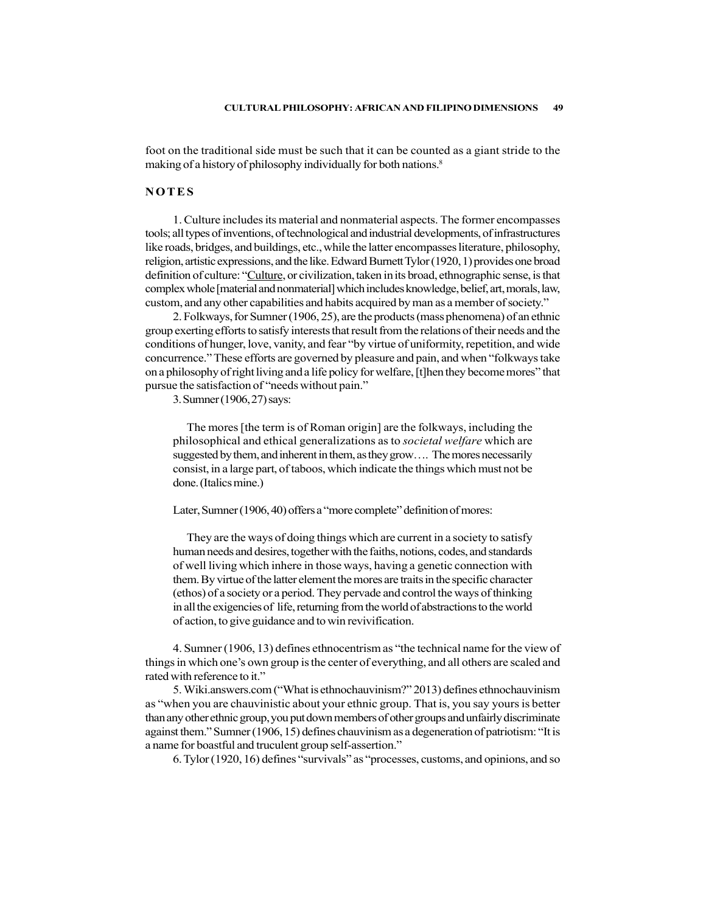foot on the traditional side must be such that it can be counted as a giant stride to the making of a history of philosophy individually for both nations.[8]

## NOTES

1. Culture includes its material and nonmaterial aspects. The former encompasses tools; all types of inventions, of technological and industrial developments, of infrastructures like roads, bridges, and buildings, etc., while the latter encompasses literature, philosophy, religion, artistic expressions, and the like. Edward Burnett Tylor (1920, 1) provides one broad definition of culture: "Culture, or civilization, taken in its broad, ethnographic sense, is that complex whole [material and nonmaterial] which includes knowledge, belief, art, morals, law, custom, and any other capabilities and habits acquired by man as a member of society."

2. Folkways, for Sumner (1906, 25), are the products (mass phenomena) of an ethnic group exerting efforts to satisfy interests that result from the relations of their needs and the conditions of hunger, love, vanity, and fear "by virtue of uniformity, repetition, and wide concurrence." These efforts are governed by pleasure and pain, and when "folkways take on a philosophy of right living and a life policy for welfare, [t]hen they become mores" that pursue the satisfaction of "needs without pain."

3. Sumner (1906, 27) says:

> The mores [the term is of Roman origin] are the folkways, including the philosophical and ethical generalizations as to *societal welfare* which are suggested by them, and inherent in them, as they grow…. The mores necessarily consist, in a large part, of taboos, which indicate the things which must not be done. (Italics mine.)

Later, Sumner (1906, 40) offers a "more complete" definition of mores:

> They are the ways of doing things which are current in a society to satisfy human needs and desires, together with the faiths, notions, codes, and standards of well living which inhere in those ways, having a genetic connection with them. By virtue of the latter element the mores are traits in the specific character (ethos) of a society or a period. They pervade and control the ways of thinking in all the exigencies of life, returning from the world of abstractions to the world of action, to give guidance and to win revivification.

4. Sumner (1906, 13) defines ethnocentrism as "the technical name for the view of things in which one's own group is the center of everything, and all others are scaled and rated with reference to it."

5. Wiki.answers.com ("What is ethnochauvinism?" 2013) defines ethnochauvinism as "when you are chauvinistic about your ethnic group. That is, you say yours is better than any other ethnic group, you put down members of other groups and unfairly discriminate against them." Sumner (1906, 15) defines chauvinism as a degeneration of patriotism: "It is a name for boastful and truculent group self-assertion."

6. Tylor (1920, 16) defines "survivals" as "processes, customs, and opinions, and so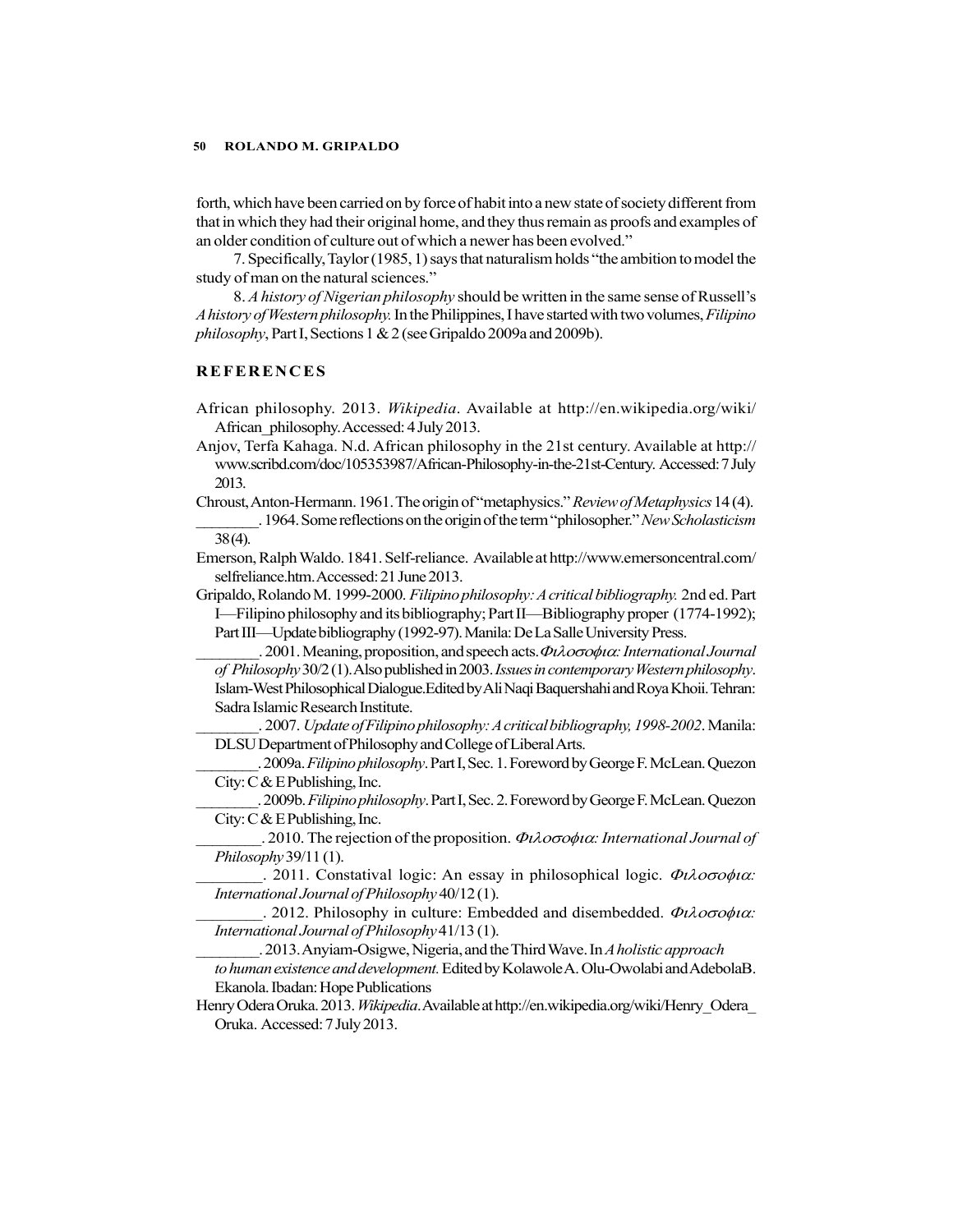forth, which have been carried on by force of habit into a new state of society different from that in which they had their original home, and they thus remain as proofs and examples of an older condition of culture out of which a newer has been evolved."

7. Specifically, Taylor (1985, 1) says that naturalism holds "the ambition to model the study of man on the natural sciences."

8. *A history of Nigerian philosophy* should be written in the same sense of Russell's *A history of Western philosophy.* In the Philippines, I have started with two volumes, *Filipino philosophy*, Part I, Sections 1 & 2 (see Gripaldo 2009a and 2009b).

## REFERENCES

African philosophy. 2013. *Wikipedia*. Available at http://en.wikipedia.org/wiki/African_philosophy. Accessed: 4 July 2013.

Anjov, Terfa Kahaga. N.d. African philosophy in the 21st century. Available at http://www.scribd.com/doc/105353987/African-Philosophy-in-the-21st-Century. Accessed: 7 July 2013.

Chroust, Anton-Hermann. 1961. The origin of "metaphysics." *Review of Metaphysics* 14 (4).

________. 1964. Some reflections on the origin of the term "philosopher." *New Scholasticism* 38 (4).

Emerson, Ralph Waldo. 1841. Self-reliance. Available at http://www.emersoncentral.com/selfreliance.htm. Accessed: 21 June 2013.

Gripaldo, Rolando M. 1999-2000. *Filipino philosophy: A critical bibliography.* 2nd ed. Part I—Filipino philosophy and its bibliography; Part II—Bibliography proper (1774-1992); Part III—Update bibliography (1992-97). Manila: De La Salle University Press.

________. 2001. Meaning, proposition, and speech acts. *Φιλοσοφια: International Journal of Philosophy* 30/2 (1). Also published in 2003. *Issues in contemporary Western philosophy*. Islam-West Philosophical Dialogue. Edited by Ali Naqi Baquershahi and Roya Khoii. Tehran: Sadra Islamic Research Institute.

________. 2007. *Update of Filipino philosophy: A critical bibliography, 1998-2002*. Manila: DLSU Department of Philosophy and College of Liberal Arts.

________. 2009a. *Filipino philosophy*. Part I, Sec. 1. Foreword by George F. McLean. Quezon City: C & E Publishing, Inc.

________. 2009b. *Filipino philosophy*. Part I, Sec. 2. Foreword by George F. McLean. Quezon City: C & E Publishing, Inc.

________. 2010. The rejection of the proposition. *Φιλοσοφια: International Journal of Philosophy* 39/11 (1).

________. 2011. Constatival logic: An essay in philosophical logic. *Φιλοσοφια: International Journal of Philosophy* 40/12 (1).

________. 2012. Philosophy in culture: Embedded and disembedded. *Φιλοσοφια: International Journal of Philosophy* 41/13 (1).

________. 2013. Anyiam-Osigwe, Nigeria, and the Third Wave. In *A holistic approach to human existence and development.* Edited by Kolawole A. Olu-Owolabi and Adebola B. Ekanola. Ibadan: Hope Publications

Henry Odera Oruka. 2013. *Wikipedia*. Available at http://en.wikipedia.org/wiki/Henry_Odera_Oruka. Accessed: 7 July 2013.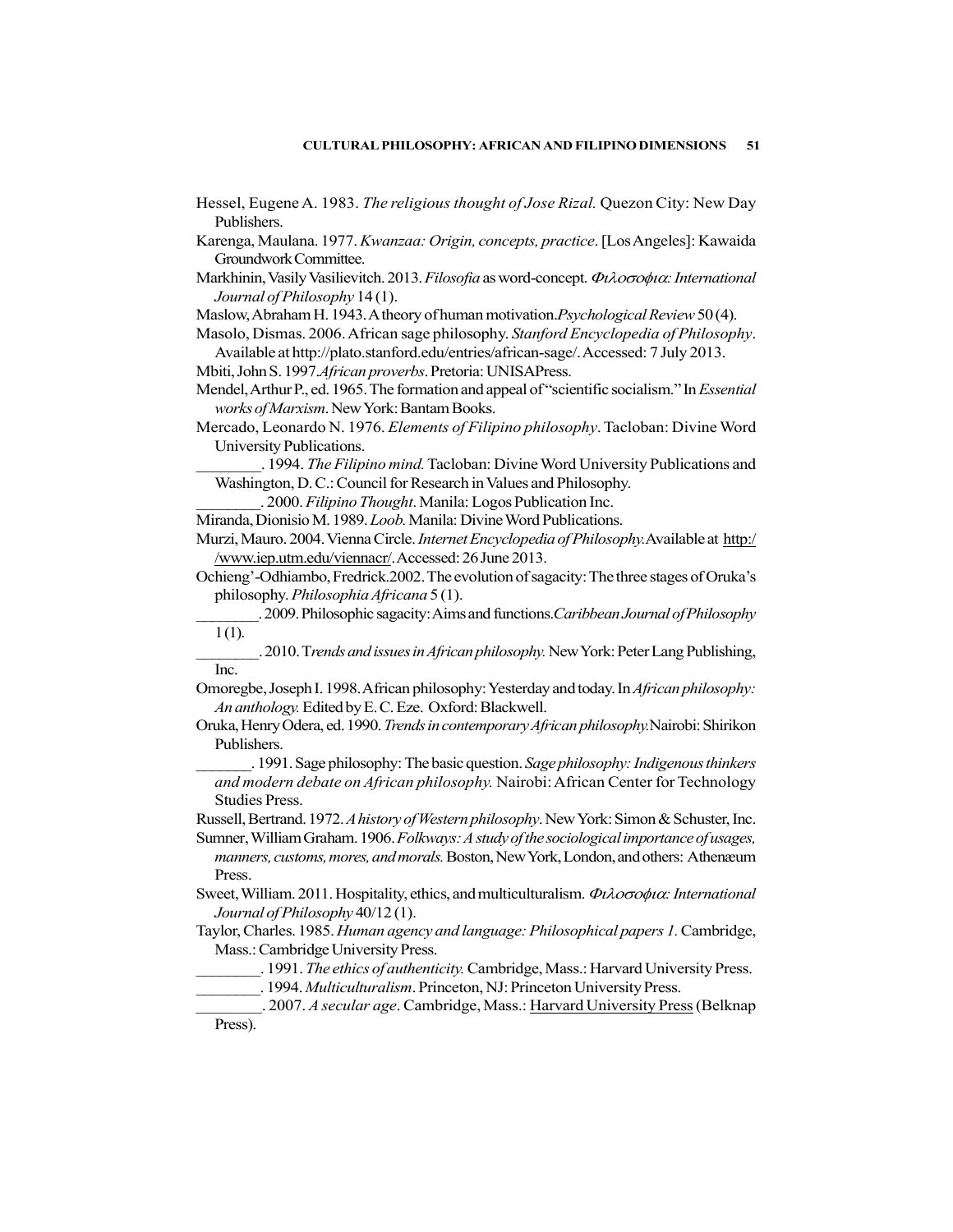Hessel, Eugene A. 1983. *The religious thought of Jose Rizal.* Quezon City: New Day Publishers.

Karenga, Maulana. 1977. *Kwanzaa: Origin, concepts, practice*. [Los Angeles]: Kawaida Groundwork Committee.

Markhinin, Vasily Vasilievitch. 2013. *Filosofia* as word-concept. *Φιλοσοφια: International Journal of Philosophy* 14 (1).

Maslow, Abraham H. 1943. A theory of human motivation.*Psychological Review* 50 (4).

Masolo, Dismas. 2006. African sage philosophy. *Stanford Encyclopedia of Philosophy*. Available at http://plato.stanford.edu/entries/african-sage/. Accessed: 7 July 2013.

Mbiti, John S. 1997.*African proverbs*. Pretoria: UNISAPress.

Mendel, Arthur P., ed. 1965. The formation and appeal of "scientific socialism." In *Essential works of Marxism*. New York: Bantam Books.

Mercado, Leonardo N. 1976. *Elements of Filipino philosophy*. Tacloban: Divine Word University Publications.

________. 1994. *The Filipino mind.* Tacloban: Divine Word University Publications and Washington, D. C.: Council for Research in Values and Philosophy.

________. 2000. *Filipino Thought*. Manila: Logos Publication Inc.

Miranda, Dionisio M. 1989. *Loob.* Manila: Divine Word Publications.

Murzi, Mauro. 2004. Vienna Circle. *Internet Encyclopedia of Philosophy.*Available at http:/ /www.iep.utm.edu/viennacr/. Accessed: 26 June 2013.

Ochieng'-Odhiambo, Fredrick.2002. The evolution of sagacity: The three stages of Oruka's philosophy. *Philosophia Africana* 5 (1).

________. 2009. Philosophic sagacity: Aims and functions.*Caribbean Journal of Philosophy* 1 (1).

________. 2010. T*rends and issues in African philosophy.* New York: Peter Lang Publishing, Inc.

Omoregbe, Joseph I. 1998. African philosophy: Yesterday and today. In *African philosophy: An anthology.* Edited by E. C. Eze. Oxford: Blackwell.

Oruka, Henry Odera, ed. 1990. *Trends in contemporary African philosophy.*Nairobi: Shirikon Publishers.

_______. 1991. Sage philosophy: The basic question. *Sage philosophy: Indigenous thinkers and modern debate on African philosophy.* Nairobi: African Center for Technology Studies Press.

Russell, Bertrand. 1972. *A history of Western philosophy*. New York: Simon & Schuster, Inc.

Sumner, William Graham. 1906. *Folkways: A study of the sociological importance of usages, manners, customs, mores, and morals.* Boston, New York, London, and others: Athenæum Press.

Sweet, William. 2011. Hospitality, ethics, and multiculturalism. *Φιλοσοφια: International Journal of Philosophy* 40/12 (1).

Taylor, Charles. 1985. *Human agency and language: Philosophical papers 1.* Cambridge, Mass.: Cambridge University Press.

________. 1991. *The ethics of authenticity.* Cambridge, Mass.: Harvard University Press.

________. 1994. *Multiculturalism*. Princeton, NJ: Princeton University Press.

________. 2007. *A secular age*. Cambridge, Mass.: Harvard University Press (Belknap Press).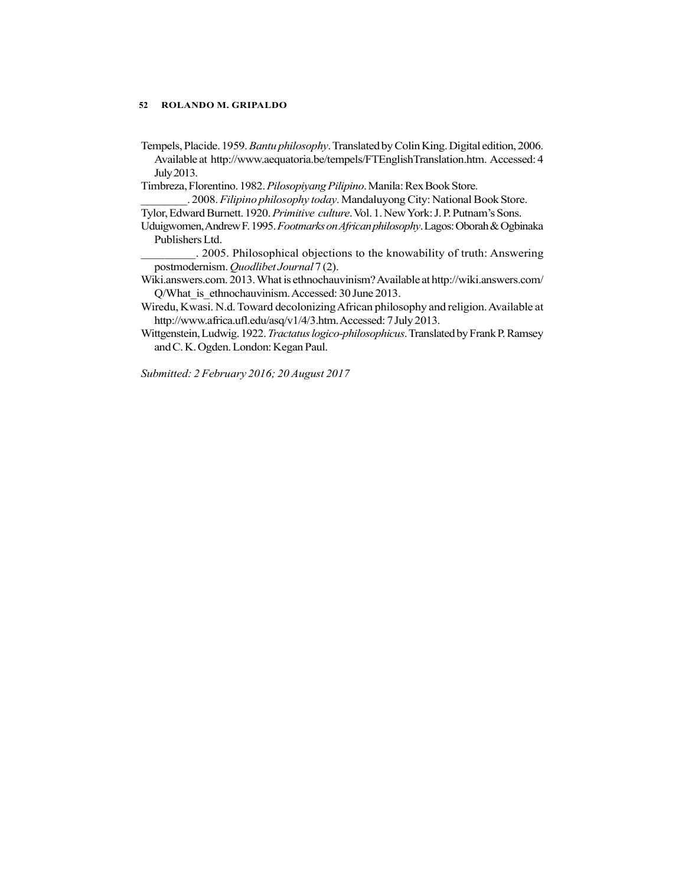Tempels, Placide. 1959. *Bantu philosophy*. Translated by Colin King. Digital edition, 2006. Available at http://www.aequatoria.be/tempels/FTEnglishTranslation.htm. Accessed: 4 July 2013.

Timbreza, Florentino. 1982. *Pilosopiyang Pilipino*. Manila: Rex Book Store.

________. 2008. *Filipino philosophy today*. Mandaluyong City: National Book Store.

Tylor, Edward Burnett. 1920. *Primitive culture*. Vol. 1. New York: J. P. Putnam's Sons.

Uduigwomen, Andrew F. 1995. *Footmarks on African philosophy*. Lagos: Oborah & Ogbinaka Publishers Ltd.

_________. 2005. Philosophical objections to the knowability of truth: Answering postmodernism. *Quodlibet Journal* 7 (2).

Wiki.answers.com. 2013. What is ethnochauvinism? Available at http://wiki.answers.com/Q/What_is_ethnochauvinism. Accessed: 30 June 2013.

Wiredu, Kwasi. N.d. Toward decolonizing African philosophy and religion. Available at http://www.africa.ufl.edu/asq/v1/4/3.htm. Accessed: 7 July 2013.

Wittgenstein, Ludwig. 1922. *Tractatus logico-philosophicus*. Translated by Frank P. Ramsey and C. K. Ogden. London: Kegan Paul.

*Submitted: 2 February 2016; 20 August 2017*